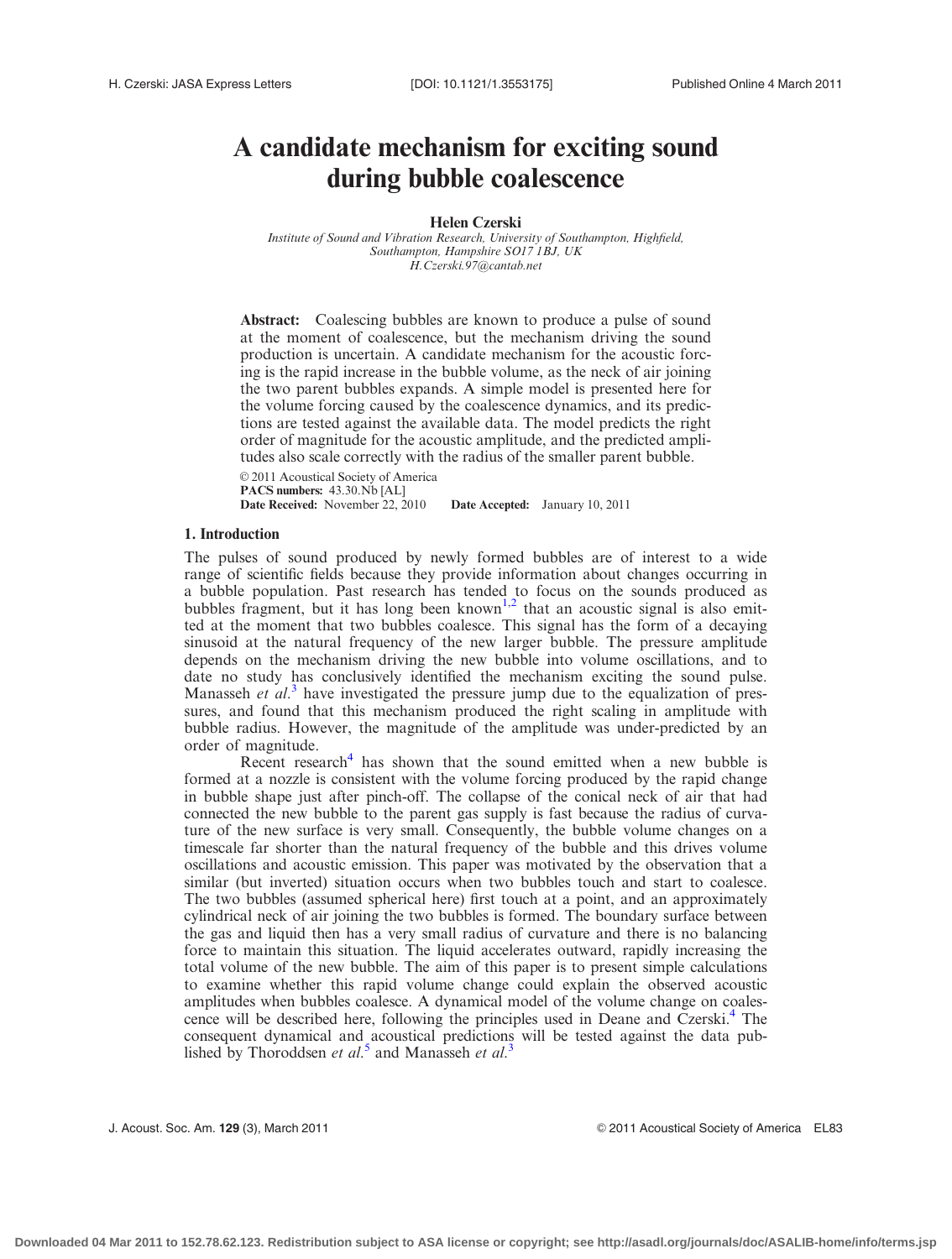# A candidate mechanism for exciting sound during bubble coalescence

**Helen Czerski**

*Institute of Sound and Vibration Research, University of Southampton, Highfield, Southampton, Hampshire SO17 1BJ, UK*
*H.Czerski.97@cantab.net*

**Abstract:** Coalescing bubbles are known to produce a pulse of sound at the moment of coalescence, but the mechanism driving the sound production is uncertain. A candidate mechanism for the acoustic forcing is the rapid increase in the bubble volume, as the neck of air joining the two parent bubbles expands. A simple model is presented here for the volume forcing caused by the coalescence dynamics, and its predictions are tested against the available data. The model predicts the right order of magnitude for the acoustic amplitude, and the predicted amplitudes also scale correctly with the radius of the smaller parent bubble.

© 2011 Acoustical Society of America
**PACS numbers:** 43.30.Nb [AL]
**Date Received:** November 22, 2010 **Date Accepted:** January 10, 2011

## 1. Introduction

The pulses of sound produced by newly formed bubbles are of interest to a wide range of scientific fields because they provide information about changes occurring in a bubble population. Past research has tended to focus on the sounds produced as bubbles fragment, but it has long been known[1,2] that an acoustic signal is also emitted at the moment that two bubbles coalesce. This signal has the form of a decaying sinusoid at the natural frequency of the new larger bubble. The pressure amplitude depends on the mechanism driving the new bubble into volume oscillations, and to date no study has conclusively identified the mechanism exciting the sound pulse. Manasseh *et al.*[3] have investigated the pressure jump due to the equalization of pressures, and found that this mechanism produced the right scaling in amplitude with bubble radius. However, the magnitude of the amplitude was under-predicted by an order of magnitude.

Recent research[4] has shown that the sound emitted when a new bubble is formed at a nozzle is consistent with the volume forcing produced by the rapid change in bubble shape just after pinch-off. The collapse of the conical neck of air that had connected the new bubble to the parent gas supply is fast because the radius of curvature of the new surface is very small. Consequently, the bubble volume changes on a timescale far shorter than the natural frequency of the bubble and this drives volume oscillations and acoustic emission. This paper was motivated by the observation that a similar (but inverted) situation occurs when two bubbles touch and start to coalesce. The two bubbles (assumed spherical here) first touch at a point, and an approximately cylindrical neck of air joining the two bubbles is formed. The boundary surface between the gas and liquid then has a very small radius of curvature and there is no balancing force to maintain this situation. The liquid accelerates outward, rapidly increasing the total volume of the new bubble. The aim of this paper is to present simple calculations to examine whether this rapid volume change could explain the observed acoustic amplitudes when bubbles coalesce. A dynamical model of the volume change on coalescence will be described here, following the principles used in Deane and Czerski.[4] The consequent dynamical and acoustical predictions will be tested against the data published by Thoroddsen *et al.*[5] and Manasseh *et al.*[3]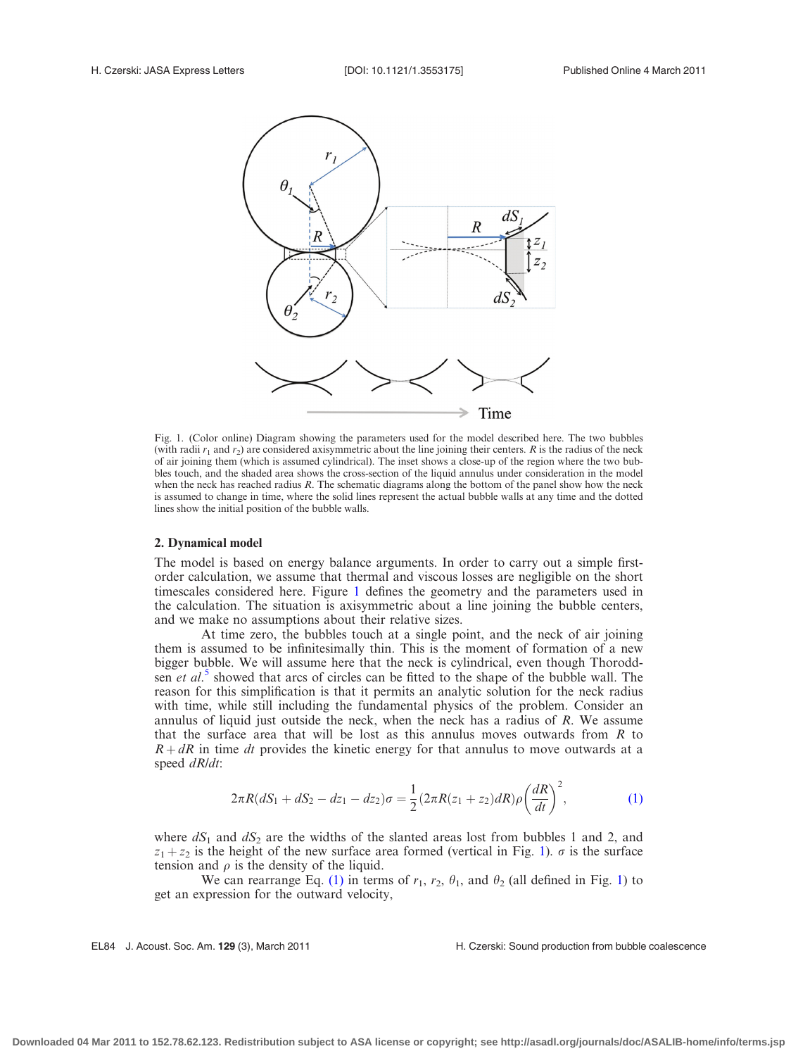Fig. 1. (Color online) Diagram showing the parameters used for the model described here. The two bubbles (with radii $r_1$ and $r_2$) are considered axisymmetric about the line joining their centers. $R$ is the radius of the neck of air joining them (which is assumed cylindrical). The inset shows a close-up of the region where the two bubbles touch, and the shaded area shows the cross-section of the liquid annulus under consideration in the model when the neck has reached radius $R$. The schematic diagrams along the bottom of the panel show how the neck is assumed to change in time, where the solid lines represent the actual bubble walls at any time and the dotted lines show the initial position of the bubble walls.

## 2. Dynamical model

The model is based on energy balance arguments. In order to carry out a simple first-order calculation, we assume that thermal and viscous losses are negligible on the short timescales considered here. Figure 1 defines the geometry and the parameters used in the calculation. The situation is axisymmetric about a line joining the bubble centers, and we make no assumptions about their relative sizes.

At time zero, the bubbles touch at a single point, and the neck of air joining them is assumed to be infinitesimally thin. This is the moment of formation of a new bigger bubble. We will assume here that the neck is cylindrical, even though Thoroddsen *et al.*[5] showed that arcs of circles can be fitted to the shape of the bubble wall. The reason for this simplification is that it permits an analytic solution for the neck radius with time, while still including the fundamental physics of the problem. Consider an annulus of liquid just outside the neck, when the neck has a radius of $R$. We assume that the surface area that will be lost as this annulus moves outwards from $R$ to $R + dR$ in time $dt$ provides the kinetic energy for that annulus to move outwards at a speed $dR/dt$:

$$2\pi R(dS_1 + dS_2 - dz_1 - dz_2)\sigma = \frac{1}{2}(2\pi R(z_1 + z_2)dR)\rho\left(\frac{dR}{dt}\right)^2, \tag{1}$$

where $dS_1$ and $dS_2$ are the widths of the slanted areas lost from bubbles 1 and 2, and $z_1 + z_2$ is the height of the new surface area formed (vertical in Fig. 1). $\sigma$ is the surface tension and $\rho$ is the density of the liquid.

We can rearrange Eq. (1) in terms of $r_1$, $r_2$, $\theta_1$, and $\theta_2$ (all defined in Fig. 1) to get an expression for the outward velocity,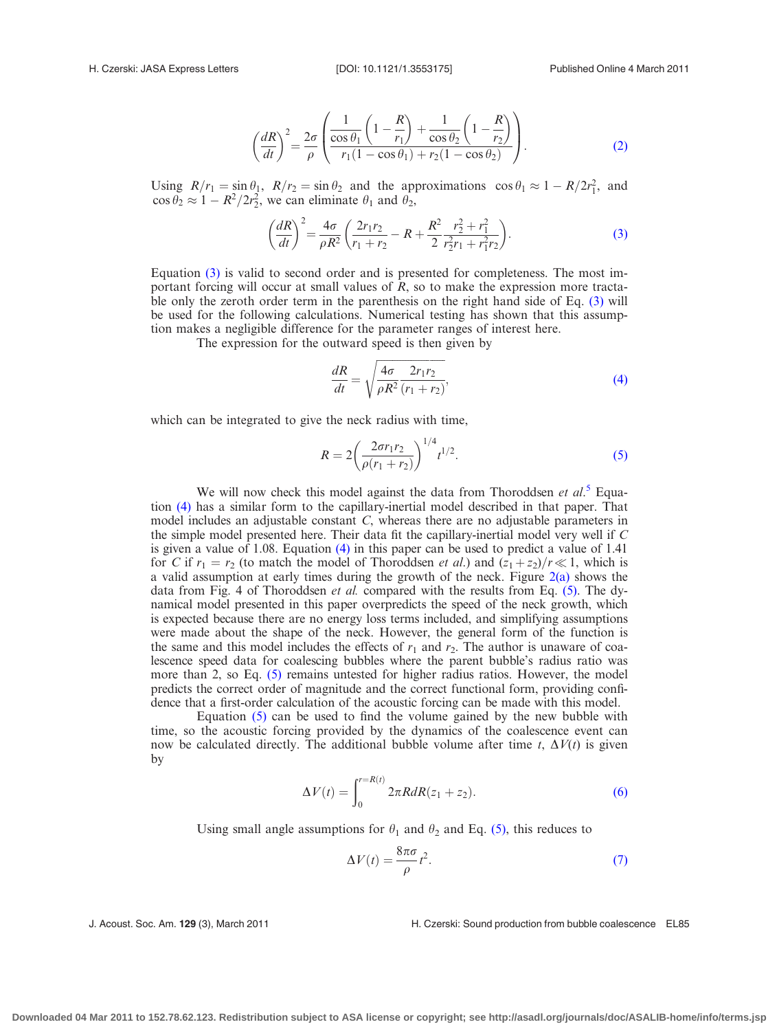$$\left(\frac{dR}{dt}\right)^2 = \frac{2\sigma}{\rho}\left(\frac{\dfrac{1}{\cos\theta_1}\left(1-\dfrac{R}{r_1}\right)+\dfrac{1}{\cos\theta_2}\left(1-\dfrac{R}{r_2}\right)}{r_1(1-\cos\theta_1)+r_2(1-\cos\theta_2)}\right). \tag{2}$$

Using $R/r_1 = \sin\theta_1$, $R/r_2 = \sin\theta_2$ and the approximations $\cos\theta_1 \approx 1 - R/2r_1^2$, and $\cos\theta_2 \approx 1 - R^2/2r_2^2$, we can eliminate $\theta_1$ and $\theta_2$,

$$\left(\frac{dR}{dt}\right)^2 = \frac{4\sigma}{\rho R^2}\left(\frac{2r_1r_2}{r_1+r_2} - R + \frac{R^2}{2}\frac{r_2^2+r_1^2}{r_2^2r_1+r_1^2r_2}\right). \tag{3}$$

Equation (3) is valid to second order and is presented for completeness. The most important forcing will occur at small values of $R$, so to make the expression more tractable only the zeroth order term in the parenthesis on the right hand side of Eq. (3) will be used for the following calculations. Numerical testing has shown that this assumption makes a negligible difference for the parameter ranges of interest here.

The expression for the outward speed is then given by

$$\frac{dR}{dt} = \sqrt{\frac{4\sigma}{\rho R^2}\frac{2r_1r_2}{(r_1+r_2)}}, \tag{4}$$

which can be integrated to give the neck radius with time,

$$R = 2\left(\frac{2\sigma r_1r_2}{\rho(r_1+r_2)}\right)^{1/4} t^{1/2}. \tag{5}$$

We will now check this model against the data from Thoroddsen *et al.*[5] Equation (4) has a similar form to the capillary-inertial model described in that paper. That model includes an adjustable constant $C$, whereas there are no adjustable parameters in the simple model presented here. Their data fit the capillary-inertial model very well if $C$ is given a value of 1.08. Equation (4) in this paper can be used to predict a value of 1.41 for $C$ if $r_1 = r_2$ (to match the model of Thoroddsen *et al.*) and $(z_1+z_2)/r \ll 1$, which is a valid assumption at early times during the growth of the neck. Figure 2(a) shows the data from Fig. 4 of Thoroddsen *et al.* compared with the results from Eq. (5). The dynamical model presented in this paper overpredicts the speed of the neck growth, which is expected because there are no energy loss terms included, and simplifying assumptions were made about the shape of the neck. However, the general form of the function is the same and this model includes the effects of $r_1$ and $r_2$. The author is unaware of coalescence speed data for coalescing bubbles where the parent bubble's radius ratio was more than 2, so Eq. (5) remains untested for higher radius ratios. However, the model predicts the correct order of magnitude and the correct functional form, providing confidence that a first-order calculation of the acoustic forcing can be made with this model.

Equation (5) can be used to find the volume gained by the new bubble with time, so the acoustic forcing provided by the dynamics of the coalescence event can now be calculated directly. The additional bubble volume after time $t$, $\Delta V(t)$ is given by

$$\Delta V(t) = \int_0^{r=R(t)} 2\pi R dR(z_1+z_2). \tag{6}$$

Using small angle assumptions for $\theta_1$ and $\theta_2$ and Eq. (5), this reduces to

$$\Delta V(t) = \frac{8\pi\sigma}{\rho}t^2. \tag{7}$$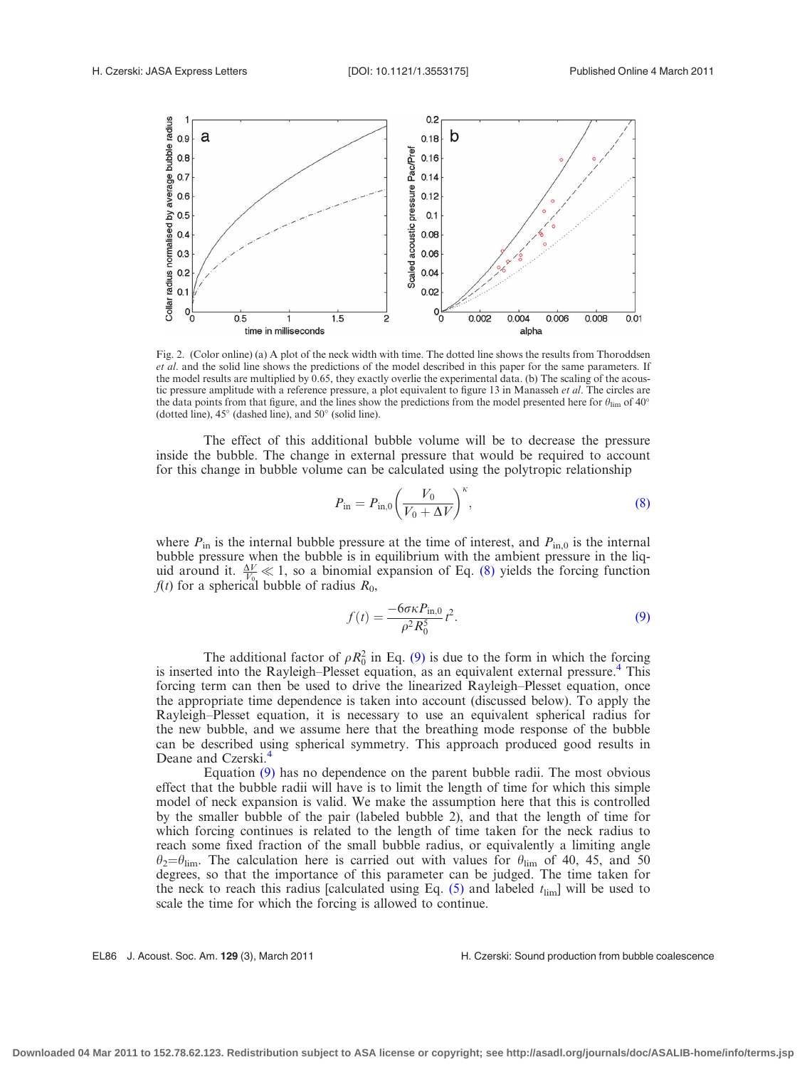Fig. 2. (Color online) (a) A plot of the neck width with time. The dotted line shows the results from Thoroddsen *et al.* and the solid line shows the predictions of the model described in this paper for the same parameters. If the model results are multiplied by 0.65, they exactly overlie the experimental data. (b) The scaling of the acoustic pressure amplitude with a reference pressure, a plot equivalent to figure 13 in Manasseh *et al*. The circles are the data points from that figure, and the lines show the predictions from the model presented here for $\theta_{\lim}$ of 40° (dotted line), 45° (dashed line), and 50° (solid line).

The effect of this additional bubble volume will be to decrease the pressure inside the bubble. The change in external pressure that would be required to account for this change in bubble volume can be calculated using the polytropic relationship

$$P_{\text{in}} = P_{\text{in},0}\left(\frac{V_0}{V_0 + \Delta V}\right)^{\kappa}, \tag{8}$$

where $P_{\text{in}}$ is the internal bubble pressure at the time of interest, and $P_{\text{in},0}$ is the internal bubble pressure when the bubble is in equilibrium with the ambient pressure in the liquid around it. $\frac{\Delta V}{V_0} \ll 1$, so a binomial expansion of Eq. (8) yields the forcing function $f(t)$ for a spherical bubble of radius $R_0$,

$$f(t) = \frac{-6\sigma\kappa P_{\text{in},0}}{\rho^2 R_0^5} t^2. \tag{9}$$

The additional factor of $\rho R_0^2$ in Eq. (9) is due to the form in which the forcing is inserted into the Rayleigh–Plesset equation, as an equivalent external pressure.[4] This forcing term can then be used to drive the linearized Rayleigh–Plesset equation, once the appropriate time dependence is taken into account (discussed below). To apply the Rayleigh–Plesset equation, it is necessary to use an equivalent spherical radius for the new bubble, and we assume here that the breathing mode response of the bubble can be described using spherical symmetry. This approach produced good results in Deane and Czerski.[4]

Equation (9) has no dependence on the parent bubble radii. The most obvious effect that the bubble radii will have is to limit the length of time for which this simple model of neck expansion is valid. We make the assumption here that this is controlled by the smaller bubble of the pair (labeled bubble 2), and that the length of time for which forcing continues is related to the length of time taken for the neck radius to reach some fixed fraction of the small bubble radius, or equivalently a limiting angle $\theta_2 = \theta_{\lim}$. The calculation here is carried out with values for $\theta_{\lim}$ of 40, 45, and 50 degrees, so that the importance of this parameter can be judged. The time taken for the neck to reach this radius [calculated using Eq. (5) and labeled $t_{\lim}$] will be used to scale the time for which the forcing is allowed to continue.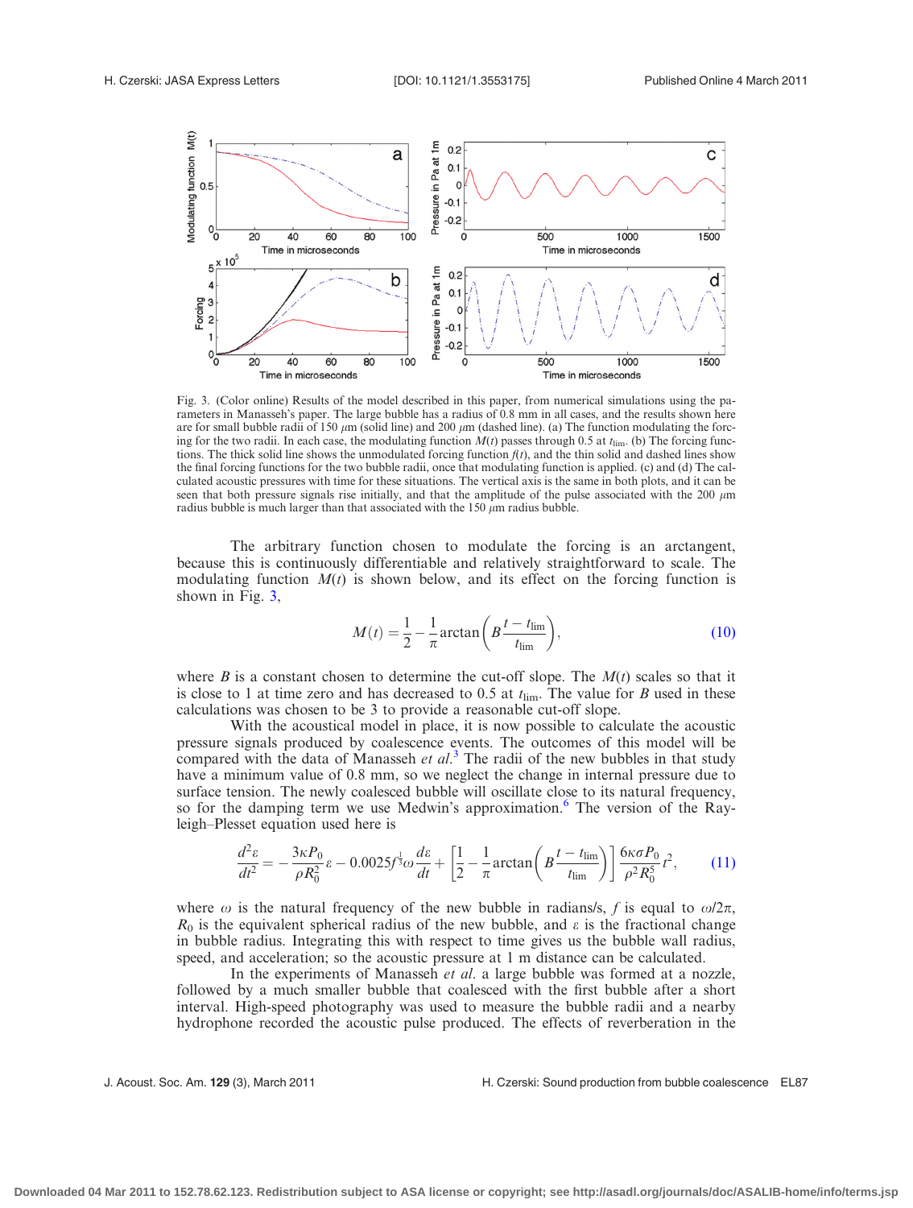Fig. 3. (Color online) Results of the model described in this paper, from numerical simulations using the parameters in Manasseh's paper. The large bubble has a radius of 0.8 mm in all cases, and the results shown here are for small bubble radii of 150 $\mu$m (solid line) and 200 $\mu$m (dashed line). (a) The function modulating the forcing for the two radii. In each case, the modulating function $M(t)$ passes through 0.5 at $t_{\text{lim}}$. (b) The forcing functions. The thick solid line shows the unmodulated forcing function $f(t)$, and the thin solid and dashed lines show the final forcing functions for the two bubble radii, once that modulating function is applied. (c) and (d) The calculated acoustic pressures with time for these situations. The vertical axis is the same in both plots, and it can be seen that both pressure signals rise initially, and that the amplitude of the pulse associated with the 200 $\mu$m radius bubble is much larger than that associated with the 150 $\mu$m radius bubble.

The arbitrary function chosen to modulate the forcing is an arctangent, because this is continuously differentiable and relatively straightforward to scale. The modulating function $M(t)$ is shown below, and its effect on the forcing function is shown in Fig. 3,

$$M(t) = \frac{1}{2} - \frac{1}{\pi}\arctan\left(B\frac{t - t_{\text{lim}}}{t_{\text{lim}}}\right), \tag{10}$$

where $B$ is a constant chosen to determine the cut-off slope. The $M(t)$ scales so that it is close to 1 at time zero and has decreased to 0.5 at $t_{\text{lim}}$. The value for $B$ used in these calculations was chosen to be 3 to provide a reasonable cut-off slope.

With the acoustical model in place, it is now possible to calculate the acoustic pressure signals produced by coalescence events. The outcomes of this model will be compared with the data of Manasseh *et al.*[3] The radii of the new bubbles in that study have a minimum value of 0.8 mm, so we neglect the change in internal pressure due to surface tension. The newly coalesced bubble will oscillate close to its natural frequency, so for the damping term we use Medwin's approximation.[6] The version of the Rayleigh–Plesset equation used here is

$$\frac{d^2\varepsilon}{dt^2} = -\frac{3\kappa P_0}{\rho R_0^2}\varepsilon - 0.0025 f^{\frac{1}{3}}\omega\frac{d\varepsilon}{dt} + \left[\frac{1}{2} - \frac{1}{\pi}\arctan\left(B\frac{t - t_{\text{lim}}}{t_{\text{lim}}}\right)\right]\frac{6\kappa\sigma P_0}{\rho^2 R_0^5}t^2, \tag{11}$$

where $\omega$ is the natural frequency of the new bubble in radians/s, $f$ is equal to $\omega/2\pi$, $R_0$ is the equivalent spherical radius of the new bubble, and $\varepsilon$ is the fractional change in bubble radius. Integrating this with respect to time gives us the bubble wall radius, speed, and acceleration; so the acoustic pressure at 1 m distance can be calculated.

In the experiments of Manasseh *et al.* a large bubble was formed at a nozzle, followed by a much smaller bubble that coalesced with the first bubble after a short interval. High-speed photography was used to measure the bubble radii and a nearby hydrophone recorded the acoustic pulse produced. The effects of reverberation in the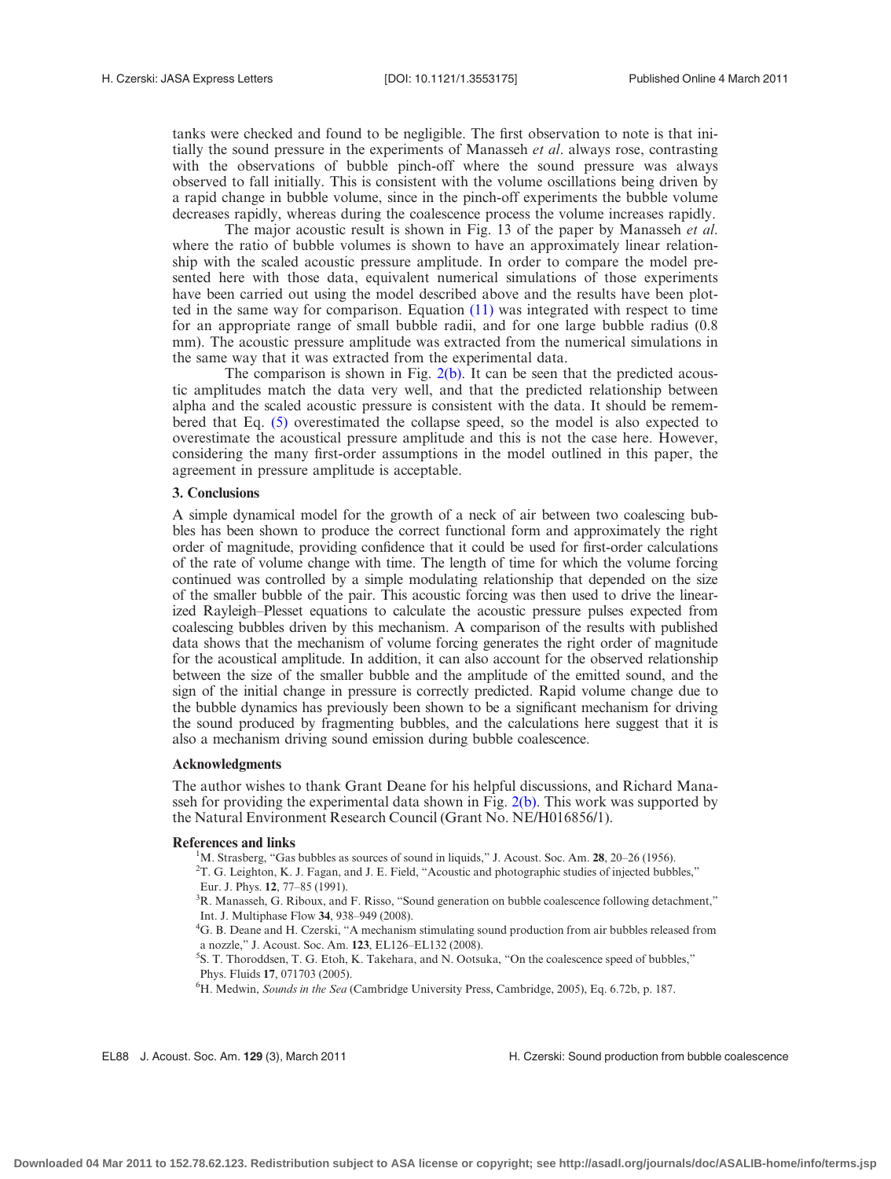tanks were checked and found to be negligible. The first observation to note is that initially the sound pressure in the experiments of Manasseh *et al*. always rose, contrasting with the observations of bubble pinch-off where the sound pressure was always observed to fall initially. This is consistent with the volume oscillations being driven by a rapid change in bubble volume, since in the pinch-off experiments the bubble volume decreases rapidly, whereas during the coalescence process the volume increases rapidly.

The major acoustic result is shown in Fig. 13 of the paper by Manasseh *et al*. where the ratio of bubble volumes is shown to have an approximately linear relationship with the scaled acoustic pressure amplitude. In order to compare the model presented here with those data, equivalent numerical simulations of those experiments have been carried out using the model described above and the results have been plotted in the same way for comparison. Equation (11) was integrated with respect to time for an appropriate range of small bubble radii, and for one large bubble radius (0.8 mm). The acoustic pressure amplitude was extracted from the numerical simulations in the same way that it was extracted from the experimental data.

The comparison is shown in Fig. 2(b). It can be seen that the predicted acoustic amplitudes match the data very well, and that the predicted relationship between alpha and the scaled acoustic pressure is consistent with the data. It should be remembered that Eq. (5) overestimated the collapse speed, so the model is also expected to overestimate the acoustical pressure amplitude and this is not the case here. However, considering the many first-order assumptions in the model outlined in this paper, the agreement in pressure amplitude is acceptable.

## 3. Conclusions

A simple dynamical model for the growth of a neck of air between two coalescing bubbles has been shown to produce the correct functional form and approximately the right order of magnitude, providing confidence that it could be used for first-order calculations of the rate of volume change with time. The length of time for which the volume forcing continued was controlled by a simple modulating relationship that depended on the size of the smaller bubble of the pair. This acoustic forcing was then used to drive the linearized Rayleigh–Plesset equations to calculate the acoustic pressure pulses expected from coalescing bubbles driven by this mechanism. A comparison of the results with published data shows that the mechanism of volume forcing generates the right order of magnitude for the acoustical amplitude. In addition, it can also account for the observed relationship between the size of the smaller bubble and the amplitude of the emitted sound, and the sign of the initial change in pressure is correctly predicted. Rapid volume change due to the bubble dynamics has previously been shown to be a significant mechanism for driving the sound produced by fragmenting bubbles, and the calculations here suggest that it is also a mechanism driving sound emission during bubble coalescence.

## Acknowledgments

The author wishes to thank Grant Deane for his helpful discussions, and Richard Manasseh for providing the experimental data shown in Fig. 2(b). This work was supported by the Natural Environment Research Council (Grant No. NE/H016856/1).

## References and links

[1] M. Strasberg, "Gas bubbles as sources of sound in liquids," J. Acoust. Soc. Am. **28**, 20–26 (1956).

[2] T. G. Leighton, K. J. Fagan, and J. E. Field, "Acoustic and photographic studies of injected bubbles," Eur. J. Phys. **12**, 77–85 (1991).

[3] R. Manasseh, G. Riboux, and F. Risso, "Sound generation on bubble coalescence following detachment," Int. J. Multiphase Flow **34**, 938–949 (2008).

[4] G. B. Deane and H. Czerski, "A mechanism stimulating sound production from air bubbles released from a nozzle," J. Acoust. Soc. Am. **123**, EL126–EL132 (2008).

[5] S. T. Thoroddsen, T. G. Etoh, K. Takehara, and N. Ootsuka, "On the coalescence speed of bubbles," Phys. Fluids **17**, 071703 (2005).

[6] H. Medwin, *Sounds in the Sea* (Cambridge University Press, Cambridge, 2005), Eq. 6.72b, p. 187.